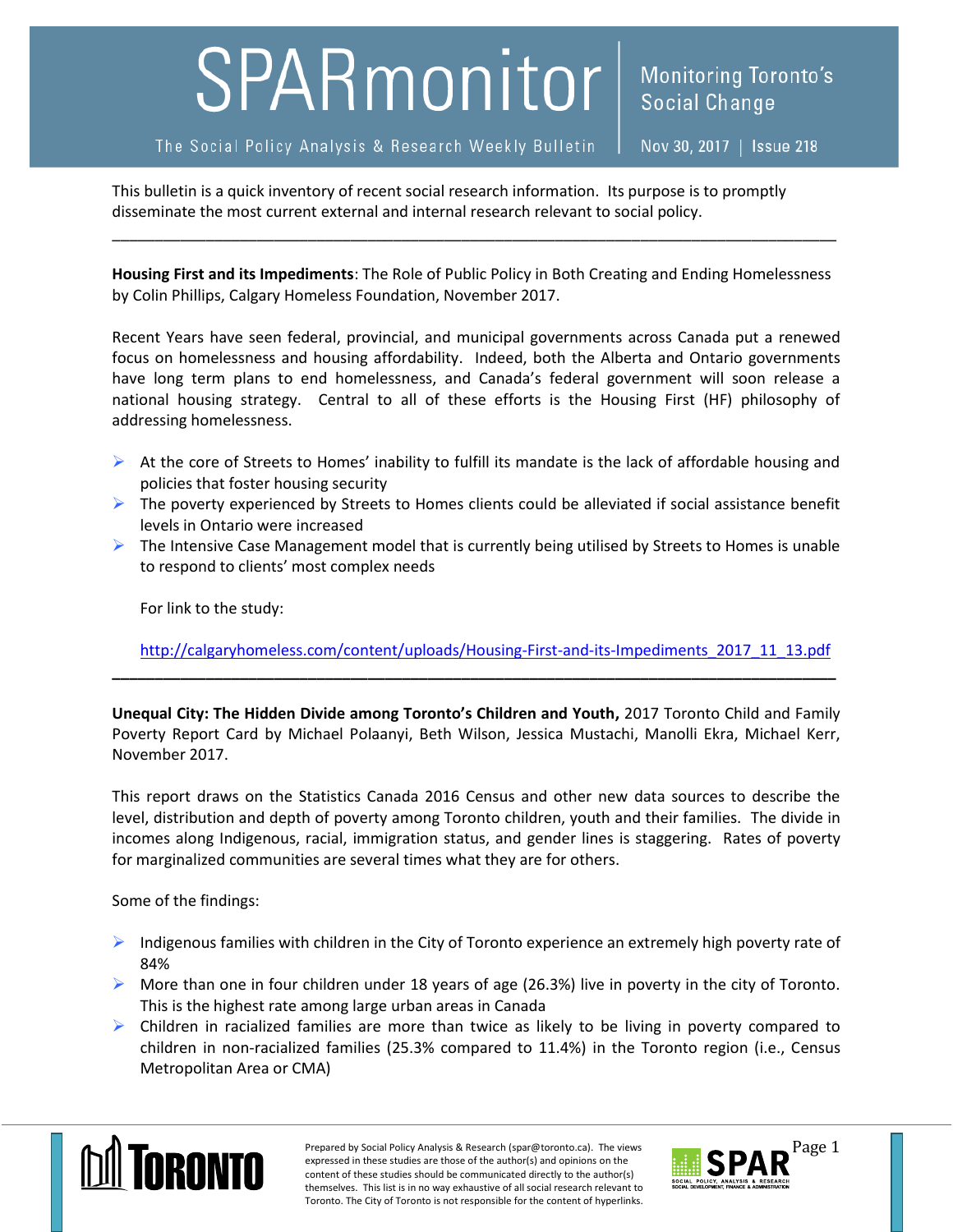# SPARmonitor

The Social Policy Analysis & Research Weekly Bulletin

Monitoring Toronto's Social Change

Nov 30, 2017 | Issue 218

This bulletin is a quick inventory of recent social research information. Its purpose is to promptly disseminate the most current external and internal research relevant to social policy.

---

**Housing First and its Impediments**: The Role of Public Policy in Both Creating and Ending Homelessness by Colin Phillips, Calgary Homeless Foundation, November 2017.

Recent Years have seen federal, provincial, and municipal governments across Canada put a renewed focus on homelessness and housing affordability. Indeed, both the Alberta and Ontario governments have long term plans to end homelessness, and Canada's federal government will soon release a national housing strategy. Central to all of these efforts is the Housing First (HF) philosophy of addressing homelessness.

- At the core of Streets to Homes' inability to fulfill its mandate is the lack of affordable housing and policies that foster housing security
- The poverty experienced by Streets to Homes clients could be alleviated if social assistance benefit levels in Ontario were increased
- The Intensive Case Management model that is currently being utilised by Streets to Homes is unable to respond to clients' most complex needs

For link to the study:

http://calgaryhomeless.com/content/uploads/Housing-First-and-its-Impediments_2017_11_13.pdf

---

**Unequal City: The Hidden Divide among Toronto's Children and Youth,** 2017 Toronto Child and Family Poverty Report Card by Michael Polaanyi, Beth Wilson, Jessica Mustachi, Manolli Ekra, Michael Kerr, November 2017.

This report draws on the Statistics Canada 2016 Census and other new data sources to describe the level, distribution and depth of poverty among Toronto children, youth and their families. The divide in incomes along Indigenous, racial, immigration status, and gender lines is staggering. Rates of poverty for marginalized communities are several times what they are for others.

Some of the findings:

- Indigenous families with children in the City of Toronto experience an extremely high poverty rate of 84%
- More than one in four children under 18 years of age (26.3%) live in poverty in the city of Toronto. This is the highest rate among large urban areas in Canada
- Children in racialized families are more than twice as likely to be living in poverty compared to children in non-racialized families (25.3% compared to 11.4%) in the Toronto region (i.e., Census Metropolitan Area or CMA)

Prepared by Social Policy Analysis & Research (spar@toronto.ca). The views expressed in these studies are those of the author(s) and opinions on the content of these studies should be communicated directly to the author(s) themselves. This list is in no way exhaustive of all social research relevant to Toronto. The City of Toronto is not responsible for the content of hyperlinks.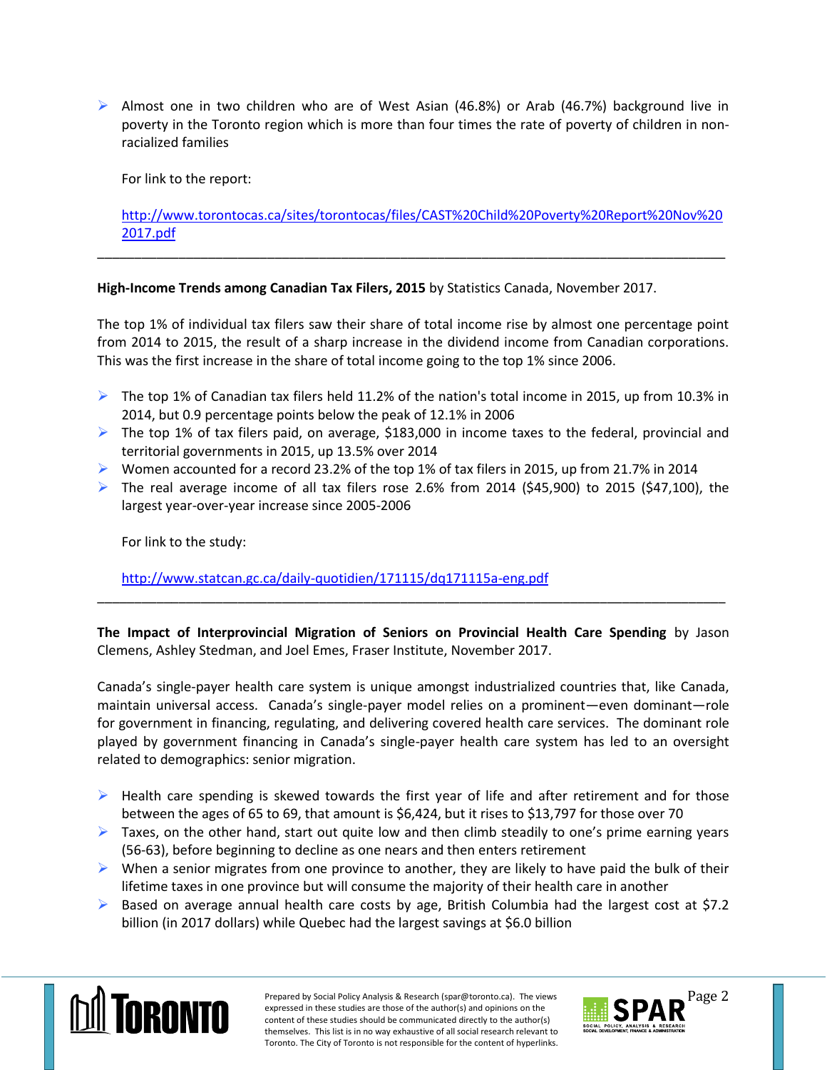- Almost one in two children who are of West Asian (46.8%) or Arab (46.7%) background live in poverty in the Toronto region which is more than four times the rate of poverty of children in non-racialized families

  For link to the report:

  http://www.torontocas.ca/sites/torontocas/files/CAST%20Child%20Poverty%20Report%20Nov%202017.pdf

---

**High-Income Trends among Canadian Tax Filers, 2015** by Statistics Canada, November 2017.

The top 1% of individual tax filers saw their share of total income rise by almost one percentage point from 2014 to 2015, the result of a sharp increase in the dividend income from Canadian corporations. This was the first increase in the share of total income going to the top 1% since 2006.

- The top 1% of Canadian tax filers held 11.2% of the nation's total income in 2015, up from 10.3% in 2014, but 0.9 percentage points below the peak of 12.1% in 2006
- The top 1% of tax filers paid, on average, $183,000 in income taxes to the federal, provincial and territorial governments in 2015, up 13.5% over 2014
- Women accounted for a record 23.2% of the top 1% of tax filers in 2015, up from 21.7% in 2014
- The real average income of all tax filers rose 2.6% from 2014 ($45,900) to 2015 ($47,100), the largest year-over-year increase since 2005-2006

  For link to the study:

  http://www.statcan.gc.ca/daily-quotidien/171115/dq171115a-eng.pdf

---

**The Impact of Interprovincial Migration of Seniors on Provincial Health Care Spending** by Jason Clemens, Ashley Stedman, and Joel Emes, Fraser Institute, November 2017.

Canada's single-payer health care system is unique amongst industrialized countries that, like Canada, maintain universal access. Canada's single-payer model relies on a prominent—even dominant—role for government in financing, regulating, and delivering covered health care services. The dominant role played by government financing in Canada's single-payer health care system has led to an oversight related to demographics: senior migration.

- Health care spending is skewed towards the first year of life and after retirement and for those between the ages of 65 to 69, that amount is $6,424, but it rises to $13,797 for those over 70
- Taxes, on the other hand, start out quite low and then climb steadily to one's prime earning years (56-63), before beginning to decline as one nears and then enters retirement
- When a senior migrates from one province to another, they are likely to have paid the bulk of their lifetime taxes in one province but will consume the majority of their health care in another
- Based on average annual health care costs by age, British Columbia had the largest cost at $7.2 billion (in 2017 dollars) while Quebec had the largest savings at $6.0 billion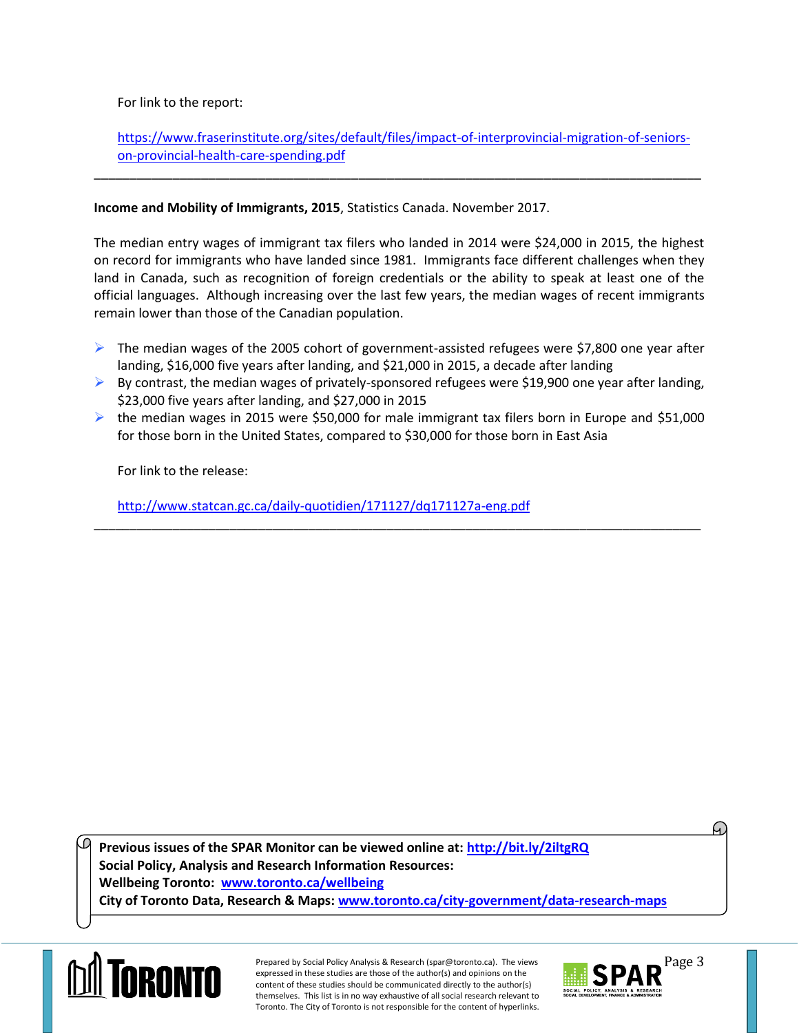For link to the report:

https://www.fraserinstitute.org/sites/default/files/impact-of-interprovincial-migration-of-seniors-on-provincial-health-care-spending.pdf

---

**Income and Mobility of Immigrants, 2015**, Statistics Canada. November 2017.

The median entry wages of immigrant tax filers who landed in 2014 were $24,000 in 2015, the highest on record for immigrants who have landed since 1981. Immigrants face different challenges when they land in Canada, such as recognition of foreign credentials or the ability to speak at least one of the official languages. Although increasing over the last few years, the median wages of recent immigrants remain lower than those of the Canadian population.

- The median wages of the 2005 cohort of government-assisted refugees were $7,800 one year after landing, $16,000 five years after landing, and $21,000 in 2015, a decade after landing
- By contrast, the median wages of privately-sponsored refugees were $19,900 one year after landing, $23,000 five years after landing, and $27,000 in 2015
- the median wages in 2015 were $50,000 for male immigrant tax filers born in Europe and $51,000 for those born in the United States, compared to $30,000 for those born in East Asia

For link to the release:

http://www.statcan.gc.ca/daily-quotidien/171127/dq171127a-eng.pdf

---

**Previous issues of the SPAR Monitor can be viewed online at: http://bit.ly/2iltgRQ**
**Social Policy, Analysis and Research Information Resources:**
**Wellbeing Toronto: www.toronto.ca/wellbeing**
**City of Toronto Data, Research & Maps: www.toronto.ca/city-government/data-research-maps**

Prepared by Social Policy Analysis & Research (spar@toronto.ca). The views expressed in these studies are those of the author(s) and opinions on the content of these studies should be communicated directly to the author(s) themselves. This list is in no way exhaustive of all social research relevant to Toronto. The City of Toronto is not responsible for the content of hyperlinks.